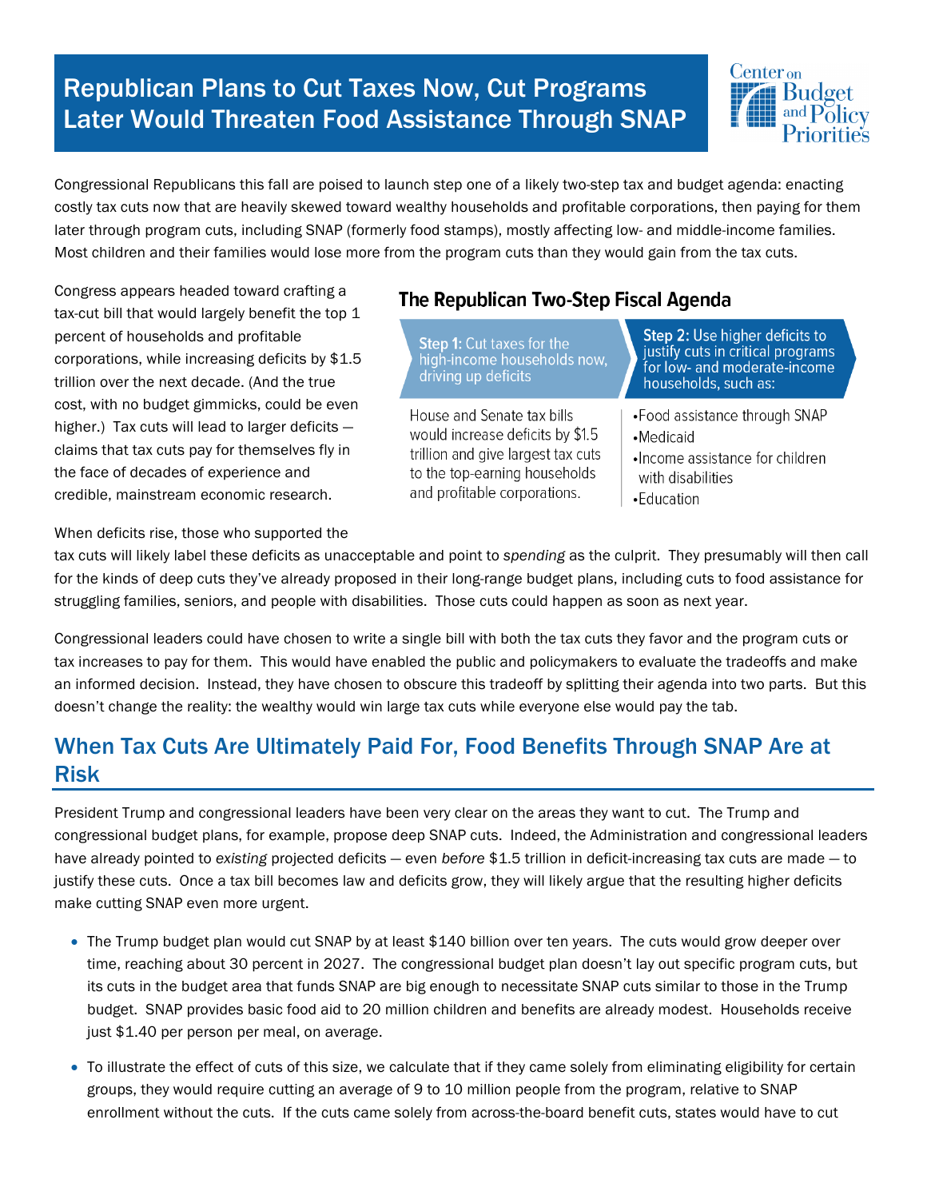# Republican Plans to Cut Taxes Now, Cut Programs Later Would Threaten Food Assistance Through SNAP

Congressional Republicans this fall are poised to launch step one of a likely two-step tax and budget agenda: enacting costly tax cuts now that are heavily skewed toward wealthy households and profitable corporations, then paying for them later through program cuts, including SNAP (formerly food stamps), mostly affecting low- and middle-income families. Most children and their families would lose more from the program cuts than they would gain from the tax cuts.

Congress appears headed toward crafting a tax-cut bill that would largely benefit the top 1 percent of households and profitable corporations, while increasing deficits by $1.5 trillion over the next decade. (And the true cost, with no budget gimmicks, could be even higher.) Tax cuts will lead to larger deficits — claims that tax cuts pay for themselves fly in the face of decades of experience and credible, mainstream economic research.

**The Republican Two-Step Fiscal Agenda**

| **Step 1:** Cut taxes for the high-income households now, driving up deficits | **Step 2:** Use higher deficits to justify cuts in critical programs for low- and moderate-income households, such as: |
| --- | --- |
| House and Senate tax bills would increase deficits by $1.5 trillion and give largest tax cuts to the top-earning households and profitable corporations. | •Food assistance through SNAP<br>•Medicaid<br>•Income assistance for children with disabilities<br>•Education |

When deficits rise, those who supported the tax cuts will likely label these deficits as unacceptable and point to *spending* as the culprit. They presumably will then call for the kinds of deep cuts they've already proposed in their long-range budget plans, including cuts to food assistance for struggling families, seniors, and people with disabilities. Those cuts could happen as soon as next year.

Congressional leaders could have chosen to write a single bill with both the tax cuts they favor and the program cuts or tax increases to pay for them. This would have enabled the public and policymakers to evaluate the tradeoffs and make an informed decision. Instead, they have chosen to obscure this tradeoff by splitting their agenda into two parts. But this doesn't change the reality: the wealthy would win large tax cuts while everyone else would pay the tab.

## When Tax Cuts Are Ultimately Paid For, Food Benefits Through SNAP Are at Risk

President Trump and congressional leaders have been very clear on the areas they want to cut. The Trump and congressional budget plans, for example, propose deep SNAP cuts. Indeed, the Administration and congressional leaders have already pointed to *existing* projected deficits — even *before* $1.5 trillion in deficit-increasing tax cuts are made — to justify these cuts. Once a tax bill becomes law and deficits grow, they will likely argue that the resulting higher deficits make cutting SNAP even more urgent.

- The Trump budget plan would cut SNAP by at least $140 billion over ten years. The cuts would grow deeper over time, reaching about 30 percent in 2027. The congressional budget plan doesn't lay out specific program cuts, but its cuts in the budget area that funds SNAP are big enough to necessitate SNAP cuts similar to those in the Trump budget. SNAP provides basic food aid to 20 million children and benefits are already modest. Households receive just $1.40 per person per meal, on average.
- To illustrate the effect of cuts of this size, we calculate that if they came solely from eliminating eligibility for certain groups, they would require cutting an average of 9 to 10 million people from the program, relative to SNAP enrollment without the cuts. If the cuts came solely from across-the-board benefit cuts, states would have to cut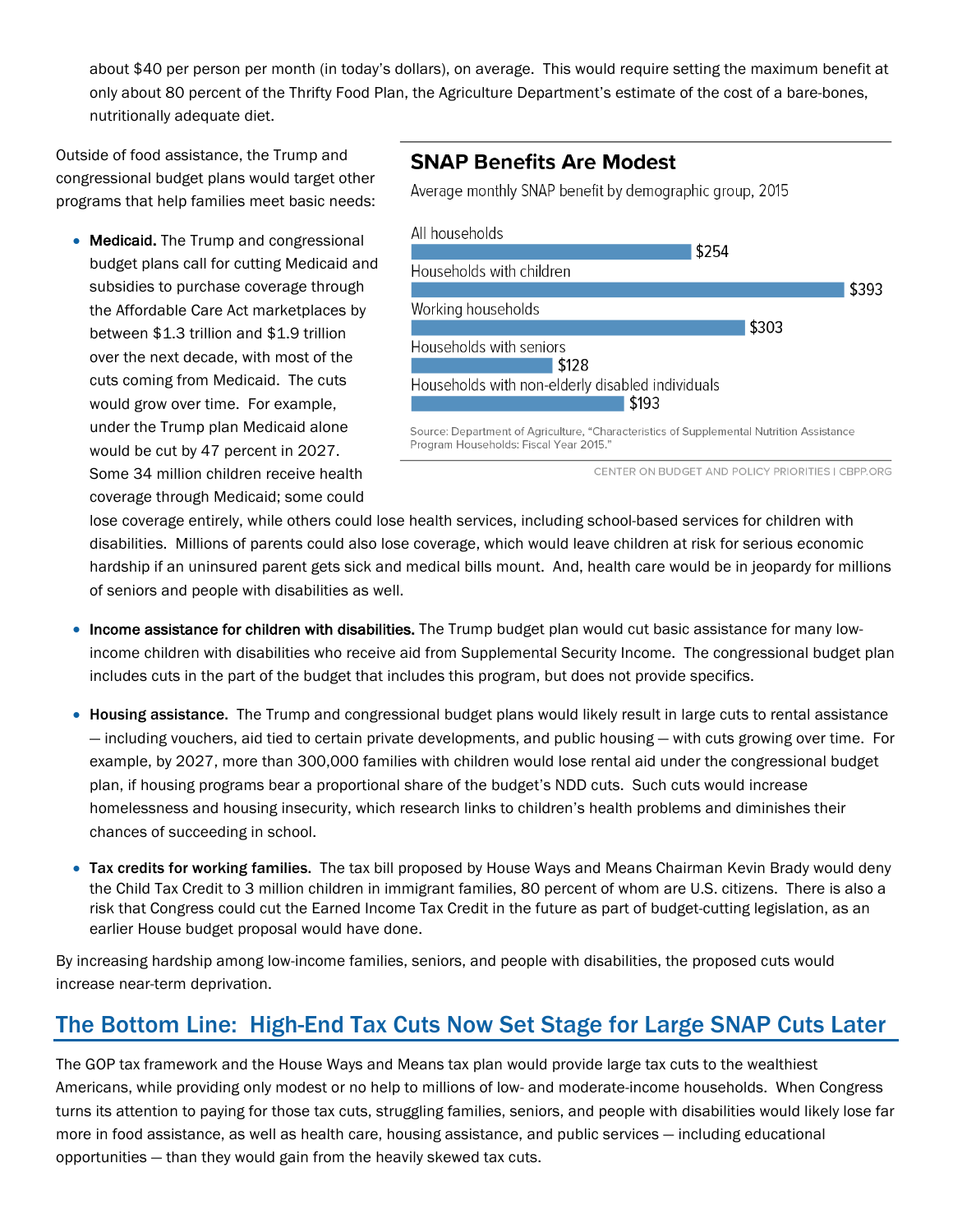about $40 per person per month (in today's dollars), on average. This would require setting the maximum benefit at only about 80 percent of the Thrifty Food Plan, the Agriculture Department's estimate of the cost of a bare-bones, nutritionally adequate diet.

Outside of food assistance, the Trump and congressional budget plans would target other programs that help families meet basic needs:

- **Medicaid.** The Trump and congressional budget plans call for cutting Medicaid and subsidies to purchase coverage through the Affordable Care Act marketplaces by between $1.3 trillion and $1.9 trillion over the next decade, with most of the cuts coming from Medicaid. The cuts would grow over time. For example, under the Trump plan Medicaid alone would be cut by 47 percent in 2027. Some 34 million children receive health coverage through Medicaid; some could lose coverage entirely, while others could lose health services, including school-based services for children with disabilities. Millions of parents could also lose coverage, which would leave children at risk for serious economic hardship if an uninsured parent gets sick and medical bills mount. And, health care would be in jeopardy for millions of seniors and people with disabilities as well.

**SNAP Benefits Are Modest**

Average monthly SNAP benefit by demographic group, 2015

All households
$254
Households with children
$393
Working households
$303
Households with seniors
$128
Households with non-elderly disabled individuals
$193

Source: Department of Agriculture, "Characteristics of Supplemental Nutrition Assistance Program Households: Fiscal Year 2015."

CENTER ON BUDGET AND POLICY PRIORITIES | CBPP.ORG

- **Income assistance for children with disabilities.** The Trump budget plan would cut basic assistance for many low-income children with disabilities who receive aid from Supplemental Security Income. The congressional budget plan includes cuts in the part of the budget that includes this program, but does not provide specifics.

- **Housing assistance.** The Trump and congressional budget plans would likely result in large cuts to rental assistance — including vouchers, aid tied to certain private developments, and public housing — with cuts growing over time. For example, by 2027, more than 300,000 families with children would lose rental aid under the congressional budget plan, if housing programs bear a proportional share of the budget's NDD cuts. Such cuts would increase homelessness and housing insecurity, which research links to children's health problems and diminishes their chances of succeeding in school.

- **Tax credits for working families.** The tax bill proposed by House Ways and Means Chairman Kevin Brady would deny the Child Tax Credit to 3 million children in immigrant families, 80 percent of whom are U.S. citizens. There is also a risk that Congress could cut the Earned Income Tax Credit in the future as part of budget-cutting legislation, as an earlier House budget proposal would have done.

By increasing hardship among low-income families, seniors, and people with disabilities, the proposed cuts would increase near-term deprivation.

## The Bottom Line: High-End Tax Cuts Now Set Stage for Large SNAP Cuts Later

The GOP tax framework and the House Ways and Means tax plan would provide large tax cuts to the wealthiest Americans, while providing only modest or no help to millions of low- and moderate-income households. When Congress turns its attention to paying for those tax cuts, struggling families, seniors, and people with disabilities would likely lose far more in food assistance, as well as health care, housing assistance, and public services — including educational opportunities — than they would gain from the heavily skewed tax cuts.